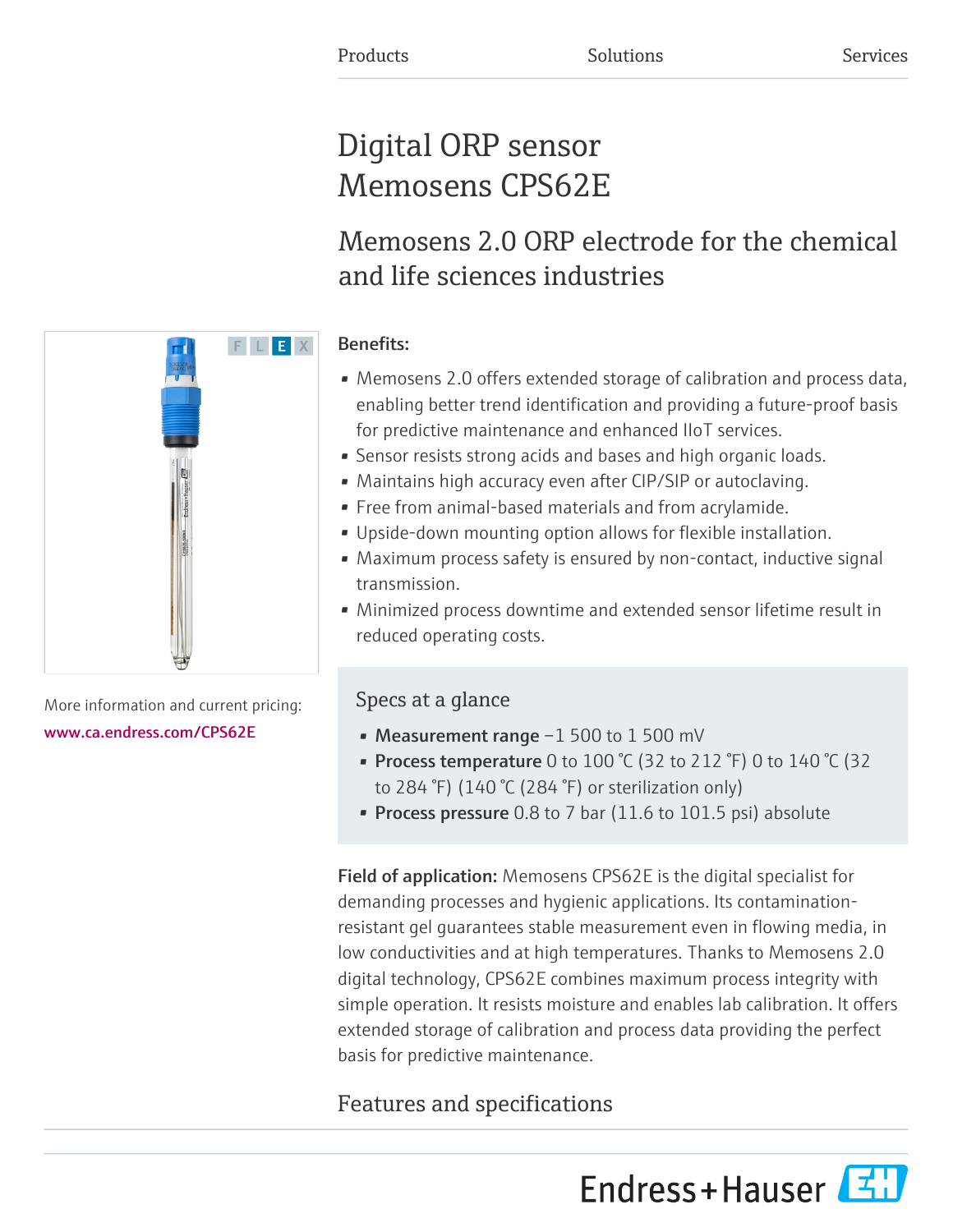Products Solutions Services

# Digital ORP sensor Memosens CPS62E

## Memosens 2.0 ORP electrode for the chemical and life sciences industries

**Benefits:**

- Memosens 2.0 offers extended storage of calibration and process data, enabling better trend identification and providing a future-proof basis for predictive maintenance and enhanced IIoT services.
- Sensor resists strong acids and bases and high organic loads.
- Maintains high accuracy even after CIP/SIP or autoclaving.
- Free from animal-based materials and from acrylamide.
- Upside-down mounting option allows for flexible installation.
- Maximum process safety is ensured by non-contact, inductive signal transmission.
- Minimized process downtime and extended sensor lifetime result in reduced operating costs.

More information and current pricing:
www.ca.endress.com/CPS62E

### Specs at a glance

- **Measurement range** −1 500 to 1 500 mV
- **Process temperature** 0 to 100 °C (32 to 212 °F) 0 to 140 °C (32 to 284 °F) (140 °C (284 °F) or sterilization only)
- **Process pressure** 0.8 to 7 bar (11.6 to 101.5 psi) absolute

**Field of application:** Memosens CPS62E is the digital specialist for demanding processes and hygienic applications. Its contamination-resistant gel guarantees stable measurement even in flowing media, in low conductivities and at high temperatures. Thanks to Memosens 2.0 digital technology, CPS62E combines maximum process integrity with simple operation. It resists moisture and enables lab calibration. It offers extended storage of calibration and process data providing the perfect basis for predictive maintenance.

## Features and specifications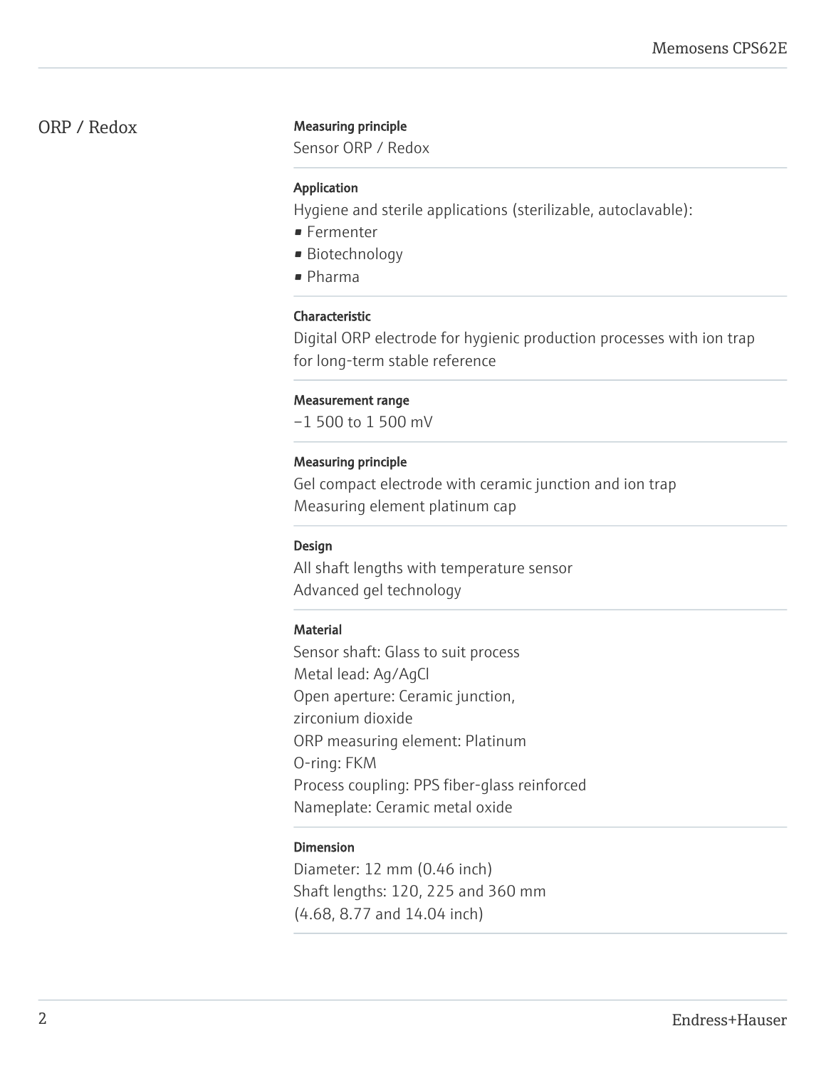## ORP / Redox

**Measuring principle**

Sensor ORP / Redox

**Application**

Hygiene and sterile applications (sterilizable, autoclavable):

- Fermenter
- Biotechnology
- Pharma

**Characteristic**

Digital ORP electrode for hygienic production processes with ion trap for long-term stable reference

**Measurement range**

−1 500 to 1 500 mV

**Measuring principle**

Gel compact electrode with ceramic junction and ion trap
Measuring element platinum cap

**Design**

All shaft lengths with temperature sensor
Advanced gel technology

**Material**

Sensor shaft: Glass to suit process
Metal lead: Ag/AgCl
Open aperture: Ceramic junction, zirconium dioxide
ORP measuring element: Platinum
O-ring: FKM
Process coupling: PPS fiber-glass reinforced
Nameplate: Ceramic metal oxide

**Dimension**

Diameter: 12 mm (0.46 inch)
Shaft lengths: 120, 225 and 360 mm (4.68, 8.77 and 14.04 inch)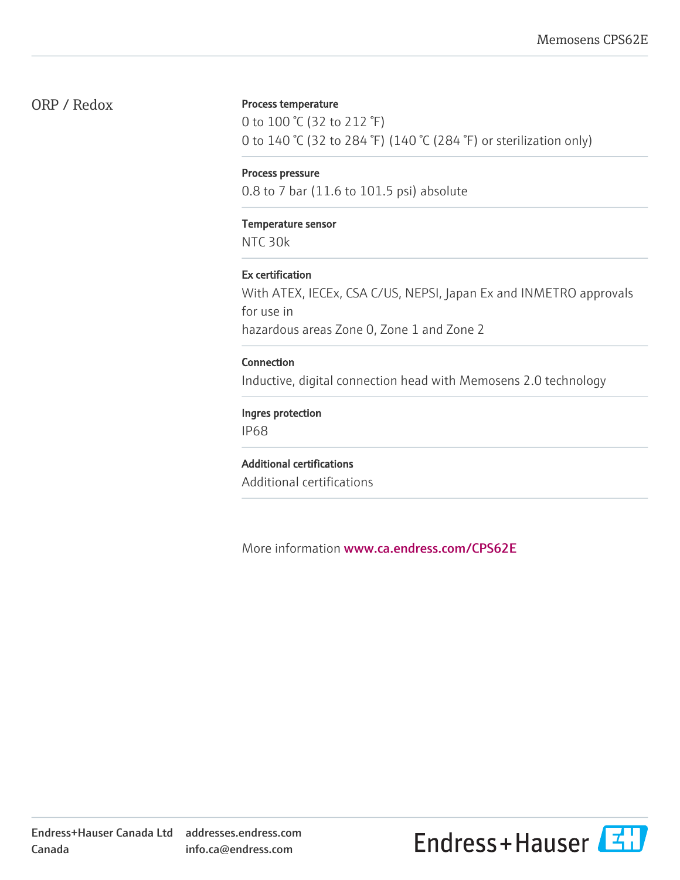## ORP / Redox

**Process temperature**

0 to 100 °C (32 to 212 °F)

0 to 140 °C (32 to 284 °F) (140 °C (284 °F) or sterilization only)

**Process pressure**

0.8 to 7 bar (11.6 to 101.5 psi) absolute

**Temperature sensor**

NTC 30k

**Ex certification**

With ATEX, IECEx, CSA C/US, NEPSI, Japan Ex and INMETRO approvals for use in
hazardous areas Zone 0, Zone 1 and Zone 2

**Connection**

Inductive, digital connection head with Memosens 2.0 technology

**Ingres protection**

IP68

**Additional certifications**

Additional certifications

More information **www.ca.endress.com/CPS62E**

**Endress+Hauser Canada Ltd**
**Canada**

**addresses.endress.com**
**info.ca@endress.com**